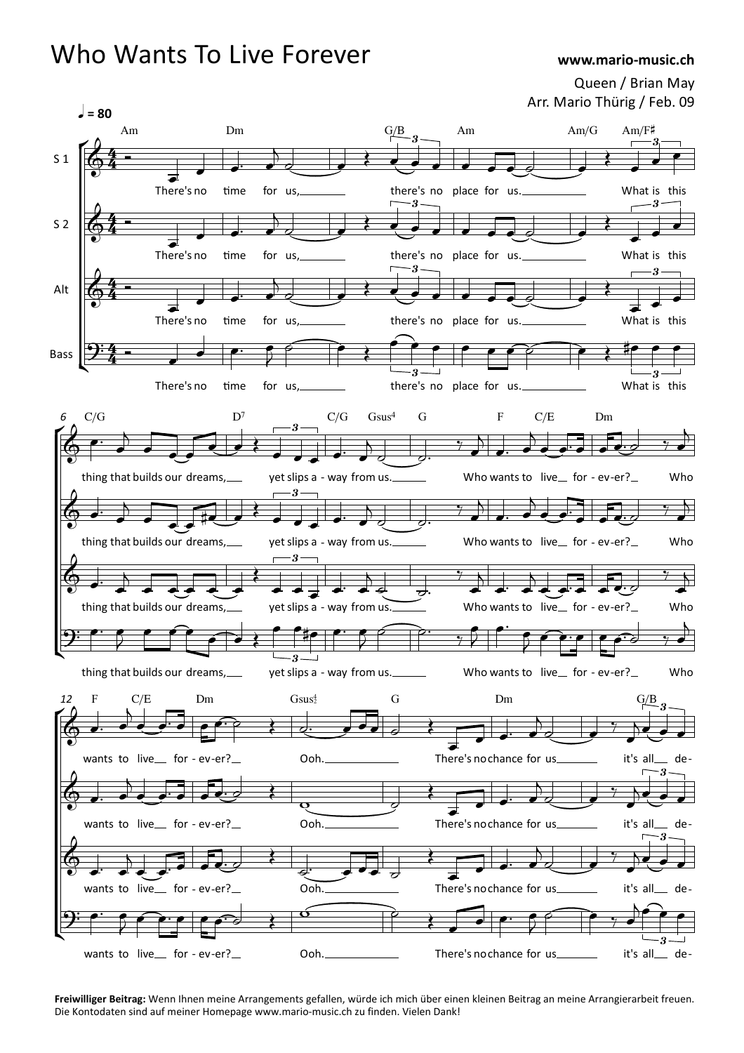# Who Wants To Live Forever

**www.mario-music.ch**

Queen / Brian May
Arr. Mario Thürig / Feb. 09

**Freiwilliger Beitrag:** Wenn Ihnen meine Arrangements gefallen, würde ich mich über einen kleinen Beitrag an meine Arrangierarbeit freuen. Die Kontodaten sind auf meiner Homepage www.mario-music.ch zu finden. Vielen Dank!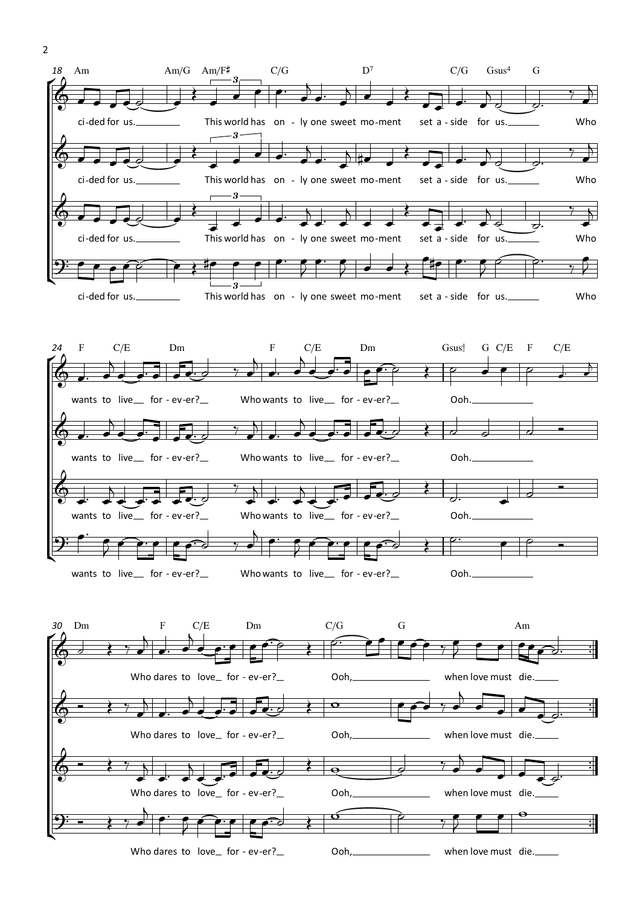ci-ded for us. This world has on - ly one sweet mo-ment set a - side for us. Who

wants to live for - ev-er? Who wants to live for - ev-er? Ooh.

Who dares to love for - ev-er? Ooh, when love must die.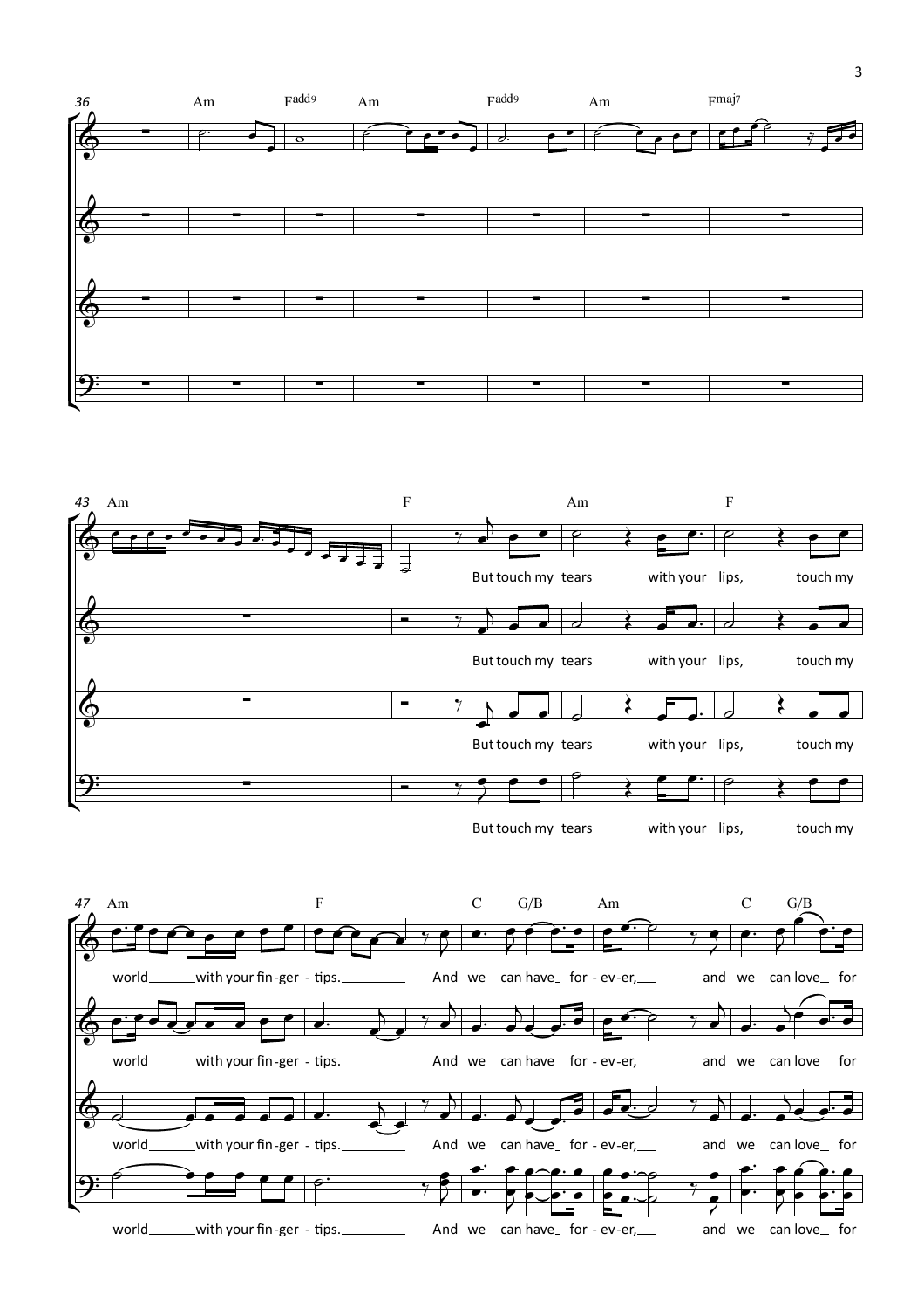36 Am Fadd9 Am Fadd9 Am Fmaj7

43 Am F Am F

But touch my tears with your lips, touch my

47 Am F C G/B Am C G/B

world with your fin-ger - tips. And we can have for - ev-er, and we can love for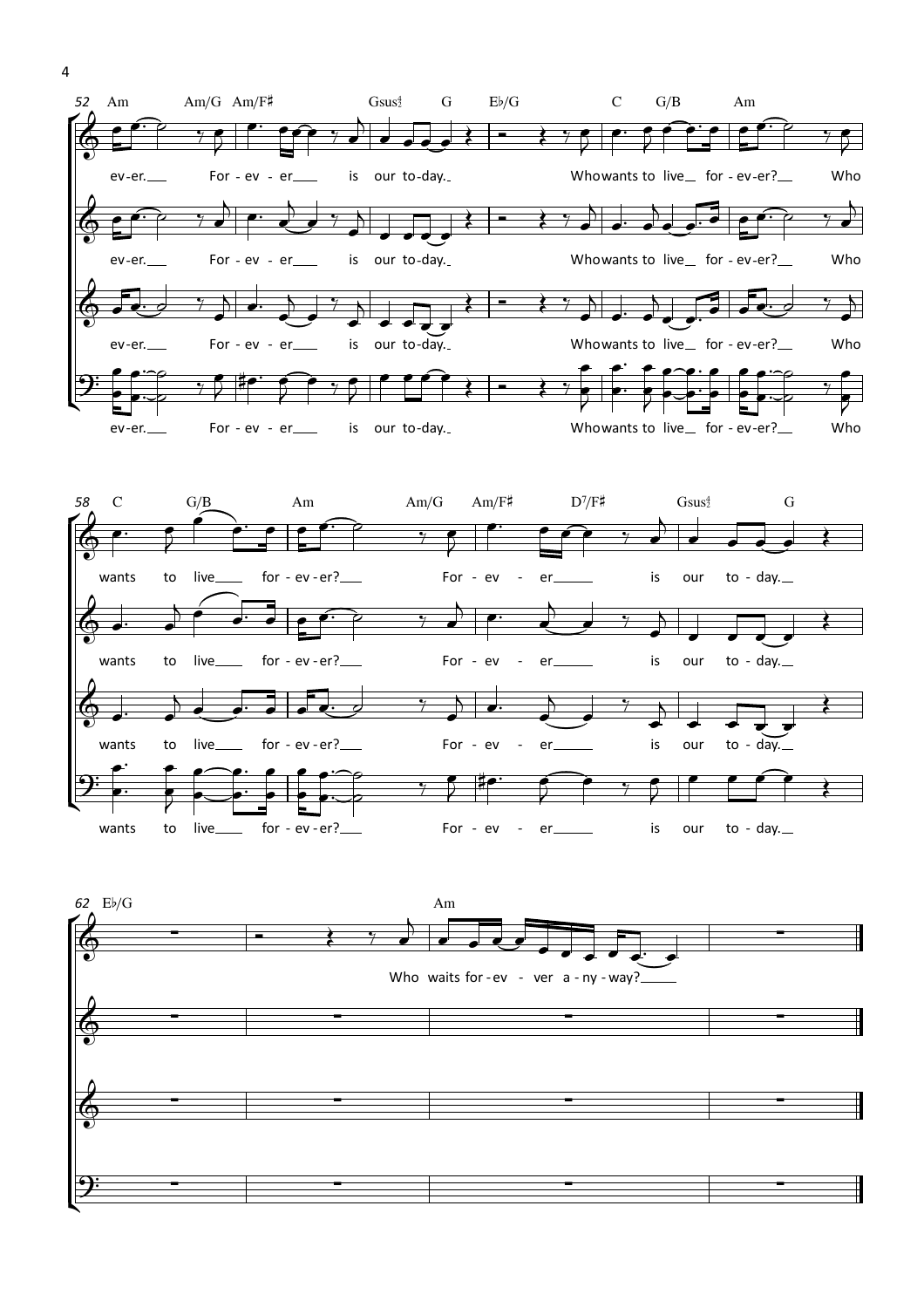52 Am Am/G Am/F♯ Gsus4 G E♭/G C G/B Am

ev-er. For - ev - er is our to-day. Who wants to live for - ev-er? Who

58 C G/B Am Am/G Am/F♯ D7/F♯ Gsus4 G

wants to live for - ev - er? For - ev - er is our to - day.

62 E♭/G Am

Who waits for - ev - ver a - ny - way?